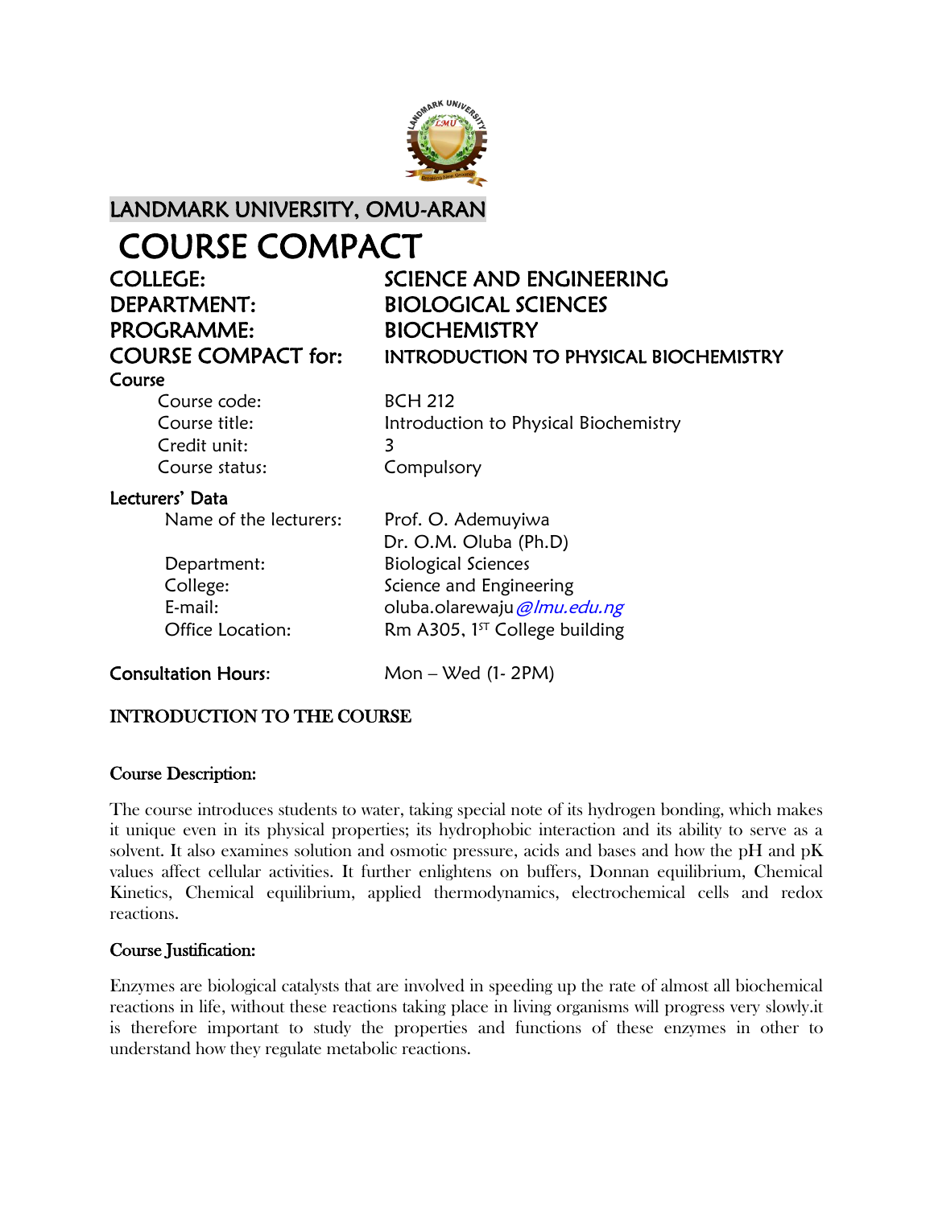# LANDMARK UNIVERSITY, OMU-ARAN

# COURSE COMPACT

**COLLEGE:** SCIENCE AND ENGINEERING
**DEPARTMENT:** BIOLOGICAL SCIENCES
**PROGRAMME:** BIOCHEMISTRY
**COURSE COMPACT for:** INTRODUCTION TO PHYSICAL BIOCHEMISTRY

**Course**

- Course code: BCH 212
- Course title: Introduction to Physical Biochemistry
- Credit unit: 3
- Course status: Compulsory

**Lecturers' Data**

- Name of the lecturers: Prof. O. Ademuyiwa
  Dr. O.M. Oluba (Ph.D)
- Department: Biological Sciences
- College: Science and Engineering
- E-mail: oluba.olarewaju@lmu.edu.ng
- Office Location: Rm A305, 1ST College building

**Consultation Hours:** Mon – Wed (1- 2PM)

## INTRODUCTION TO THE COURSE

### Course Description:

The course introduces students to water, taking special note of its hydrogen bonding, which makes it unique even in its physical properties; its hydrophobic interaction and its ability to serve as a solvent. It also examines solution and osmotic pressure, acids and bases and how the pH and pK values affect cellular activities. It further enlightens on buffers, Donnan equilibrium, Chemical Kinetics, Chemical equilibrium, applied thermodynamics, electrochemical cells and redox reactions.

### Course Justification:

Enzymes are biological catalysts that are involved in speeding up the rate of almost all biochemical reactions in life, without these reactions taking place in living organisms will progress very slowly.it is therefore important to study the properties and functions of these enzymes in other to understand how they regulate metabolic reactions.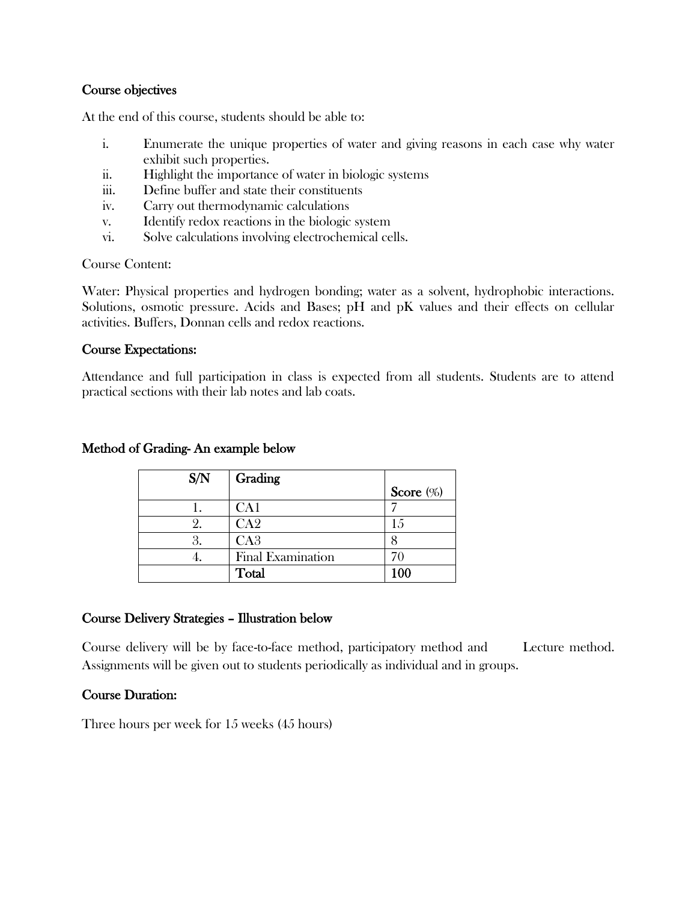## Course objectives

At the end of this course, students should be able to:

i. Enumerate the unique properties of water and giving reasons in each case why water exhibit such properties.
ii. Highlight the importance of water in biologic systems
iii. Define buffer and state their constituents
iv. Carry out thermodynamic calculations
v. Identify redox reactions in the biologic system
vi. Solve calculations involving electrochemical cells.

Course Content:

Water: Physical properties and hydrogen bonding; water as a solvent, hydrophobic interactions. Solutions, osmotic pressure. Acids and Bases; pH and pK values and their effects on cellular activities. Buffers, Donnan cells and redox reactions.

## Course Expectations:

Attendance and full participation in class is expected from all students. Students are to attend practical sections with their lab notes and lab coats.

## Method of Grading- An example below

| S/N | Grading | Score (%) |
|---|---|---|
| 1. | CA1 | 7 |
| 2. | CA2 | 15 |
| 3. | CA3 | 8 |
| 4. | Final Examination | 70 |
| | **Total** | **100** |

## Course Delivery Strategies – Illustration below

Course delivery will be by face-to-face method, participatory method and Lecture method. Assignments will be given out to students periodically as individual and in groups.

## Course Duration:

Three hours per week for 15 weeks (45 hours)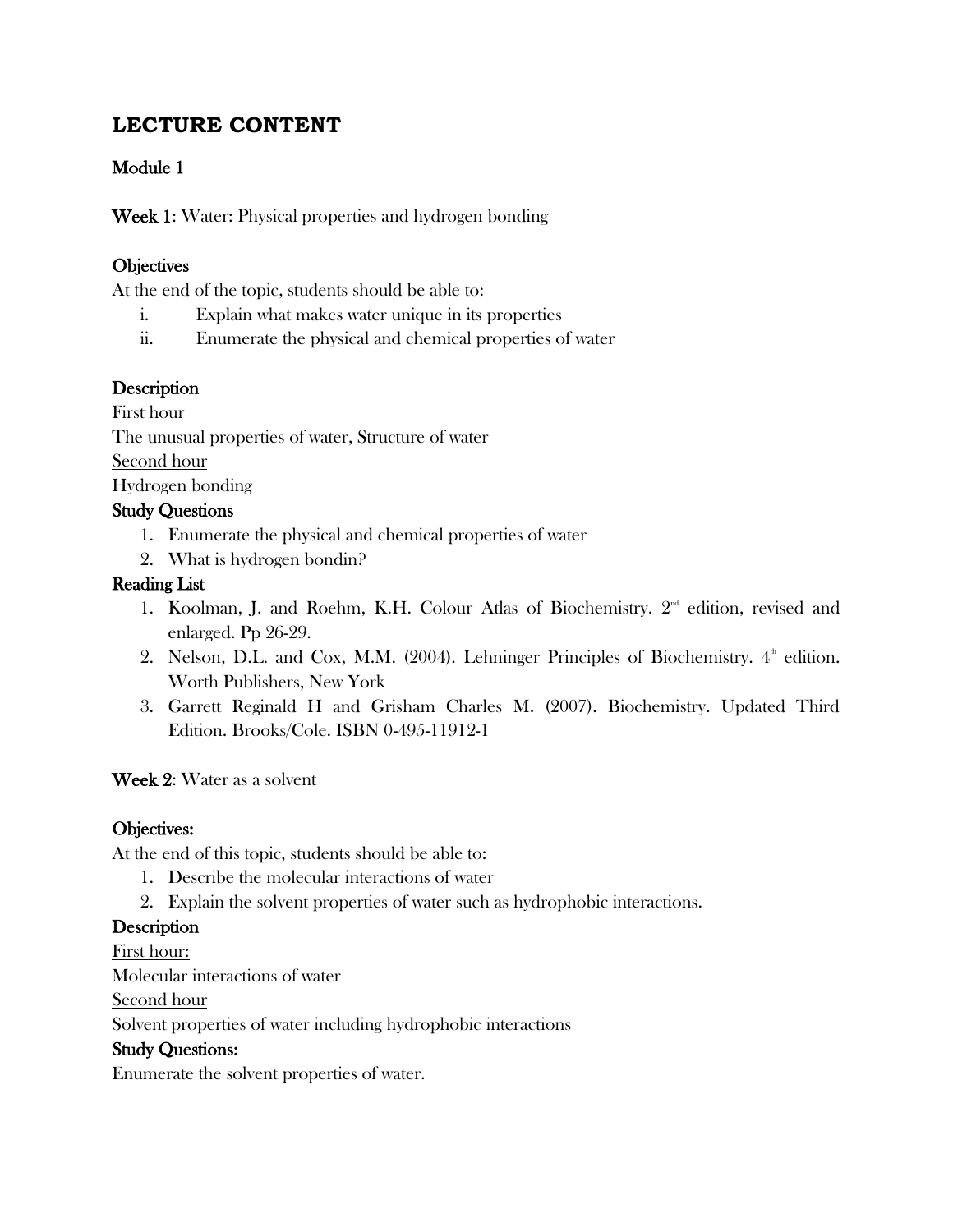# LECTURE CONTENT

**Module 1**

**Week 1**: Water: Physical properties and hydrogen bonding

**Objectives**

At the end of the topic, students should be able to:

i. Explain what makes water unique in its properties
ii. Enumerate the physical and chemical properties of water

**Description**

First hour

The unusual properties of water, Structure of water

Second hour

Hydrogen bonding

**Study Questions**

1. Enumerate the physical and chemical properties of water
2. What is hydrogen bondin?

**Reading List**

1. Koolman, J. and Roehm, K.H. Colour Atlas of Biochemistry. 2nd edition, revised and enlarged. Pp 26-29.
2. Nelson, D.L. and Cox, M.M. (2004). Lehninger Principles of Biochemistry. 4th edition. Worth Publishers, New York
3. Garrett Reginald H and Grisham Charles M. (2007). Biochemistry. Updated Third Edition. Brooks/Cole. ISBN 0-495-11912-1

**Week 2**: Water as a solvent

**Objectives:**

At the end of this topic, students should be able to:

1. Describe the molecular interactions of water
2. Explain the solvent properties of water such as hydrophobic interactions.

**Description**

First hour:

Molecular interactions of water

Second hour

Solvent properties of water including hydrophobic interactions

**Study Questions:**

Enumerate the solvent properties of water.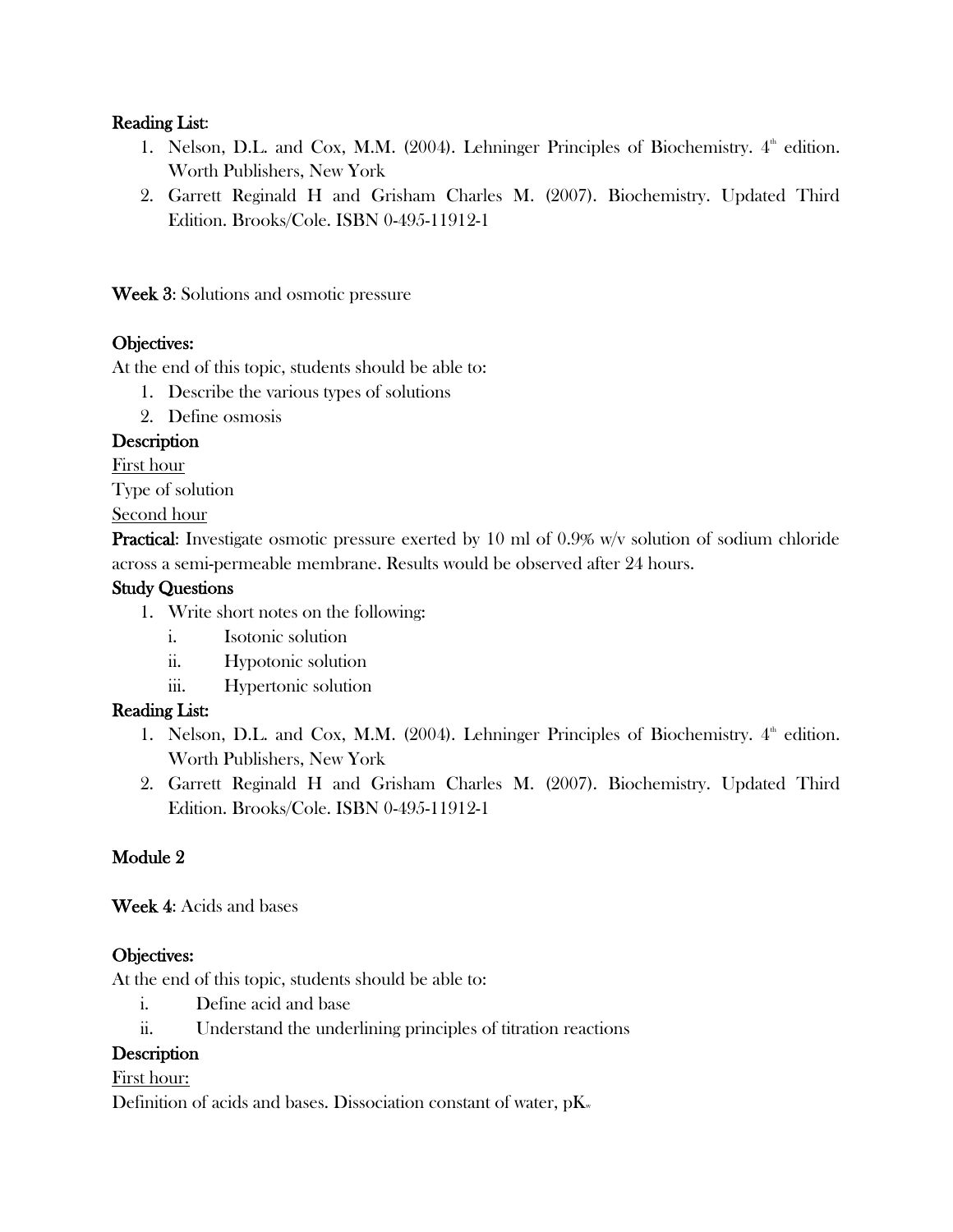**Reading List:**

1. Nelson, D.L. and Cox, M.M. (2004). Lehninger Principles of Biochemistry. $4^{th}$ edition. Worth Publishers, New York
2. Garrett Reginald H and Grisham Charles M. (2007). Biochemistry. Updated Third Edition. Brooks/Cole. ISBN 0-495-11912-1

**Week 3**: Solutions and osmotic pressure

**Objectives:**

At the end of this topic, students should be able to:

1. Describe the various types of solutions
2. Define osmosis

**Description**

First hour

Type of solution

Second hour

**Practical**: Investigate osmotic pressure exerted by 10 ml of 0.9% w/v solution of sodium chloride across a semi-permeable membrane. Results would be observed after 24 hours.

**Study Questions**

1. Write short notes on the following:
   i. Isotonic solution
   ii. Hypotonic solution
   iii. Hypertonic solution

**Reading List:**

1. Nelson, D.L. and Cox, M.M. (2004). Lehninger Principles of Biochemistry. $4^{th}$ edition. Worth Publishers, New York
2. Garrett Reginald H and Grisham Charles M. (2007). Biochemistry. Updated Third Edition. Brooks/Cole. ISBN 0-495-11912-1

## Module 2

**Week 4**: Acids and bases

**Objectives:**

At the end of this topic, students should be able to:

i. Define acid and base
ii. Understand the underlining principles of titration reactions

**Description**

First hour:

Definition of acids and bases. Dissociation constant of water, $pK_w$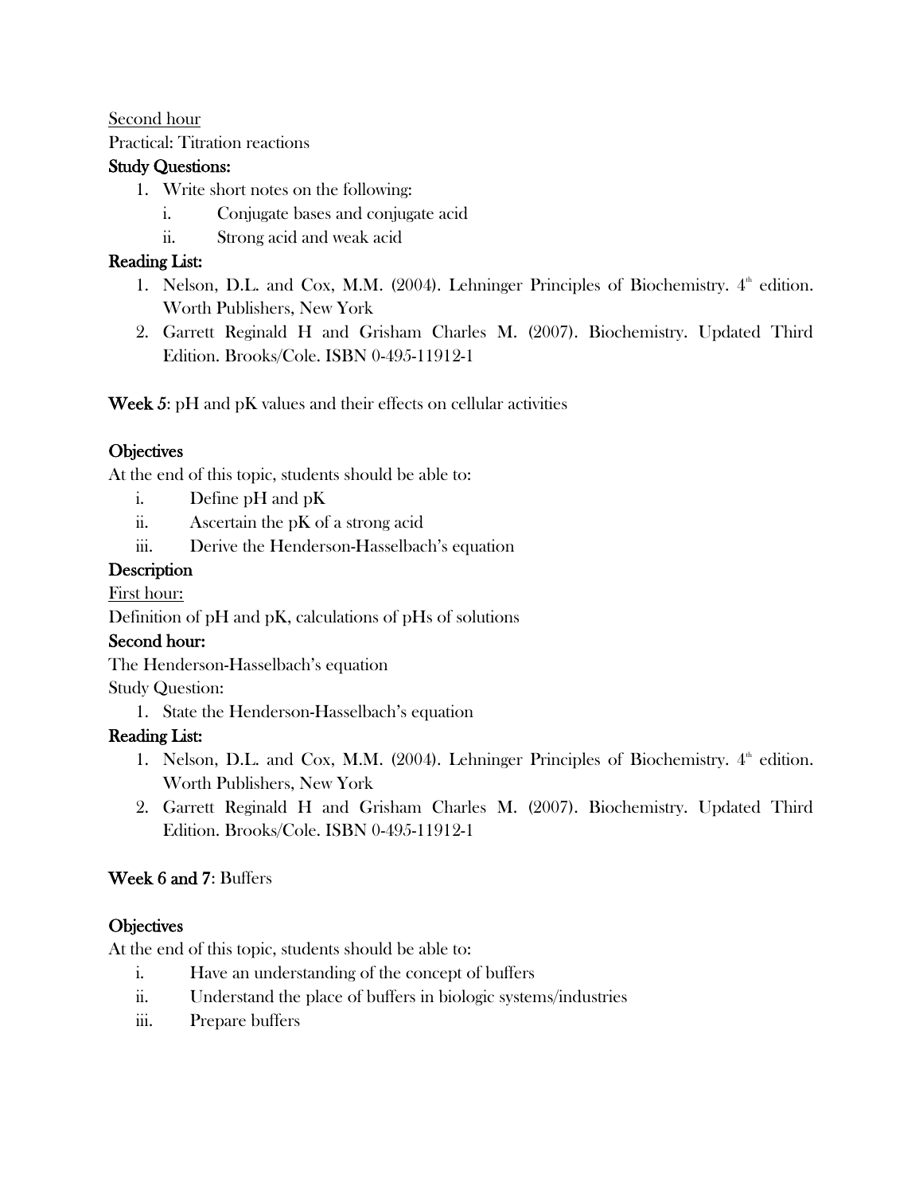Second hour

Practical: Titration reactions

**Study Questions:**

1. Write short notes on the following:
   i. Conjugate bases and conjugate acid
   ii. Strong acid and weak acid

**Reading List:**

1. Nelson, D.L. and Cox, M.M. (2004). Lehninger Principles of Biochemistry. 4th edition. Worth Publishers, New York
2. Garrett Reginald H and Grisham Charles M. (2007). Biochemistry. Updated Third Edition. Brooks/Cole. ISBN 0-495-11912-1

**Week 5**: pH and pK values and their effects on cellular activities

**Objectives**

At the end of this topic, students should be able to:

i. Define pH and pK
ii. Ascertain the pK of a strong acid
iii. Derive the Henderson-Hasselbach's equation

**Description**

First hour:

Definition of pH and pK, calculations of pHs of solutions

**Second hour:**

The Henderson-Hasselbach's equation

Study Question:

1. State the Henderson-Hasselbach's equation

**Reading List:**

1. Nelson, D.L. and Cox, M.M. (2004). Lehninger Principles of Biochemistry. 4th edition. Worth Publishers, New York
2. Garrett Reginald H and Grisham Charles M. (2007). Biochemistry. Updated Third Edition. Brooks/Cole. ISBN 0-495-11912-1

**Week 6 and 7**: Buffers

**Objectives**

At the end of this topic, students should be able to:

i. Have an understanding of the concept of buffers
ii. Understand the place of buffers in biologic systems/industries
iii. Prepare buffers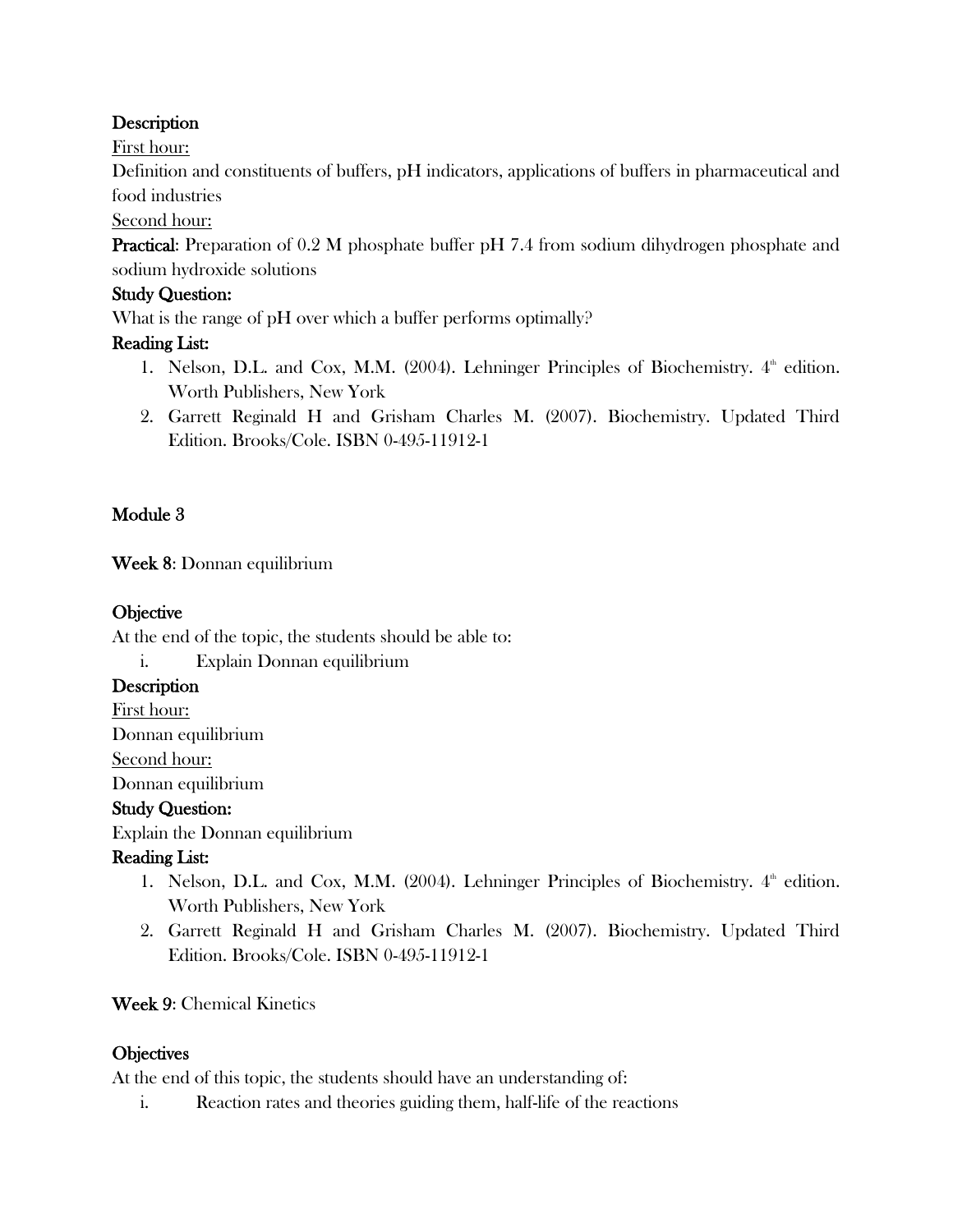**Description**

First hour:

Definition and constituents of buffers, pH indicators, applications of buffers in pharmaceutical and food industries

Second hour:

**Practical**: Preparation of 0.2 M phosphate buffer pH 7.4 from sodium dihydrogen phosphate and sodium hydroxide solutions

**Study Question:**

What is the range of pH over which a buffer performs optimally?

**Reading List:**

1. Nelson, D.L. and Cox, M.M. (2004). Lehninger Principles of Biochemistry. 4th edition. Worth Publishers, New York
2. Garrett Reginald H and Grisham Charles M. (2007). Biochemistry. Updated Third Edition. Brooks/Cole. ISBN 0-495-11912-1

## Module 3

**Week 8**: Donnan equilibrium

**Objective**

At the end of the topic, the students should be able to:

i. Explain Donnan equilibrium

**Description**

First hour:

Donnan equilibrium

Second hour:

Donnan equilibrium

**Study Question:**

Explain the Donnan equilibrium

**Reading List:**

1. Nelson, D.L. and Cox, M.M. (2004). Lehninger Principles of Biochemistry. 4th edition. Worth Publishers, New York
2. Garrett Reginald H and Grisham Charles M. (2007). Biochemistry. Updated Third Edition. Brooks/Cole. ISBN 0-495-11912-1

**Week 9**: Chemical Kinetics

**Objectives**

At the end of this topic, the students should have an understanding of:

i. Reaction rates and theories guiding them, half-life of the reactions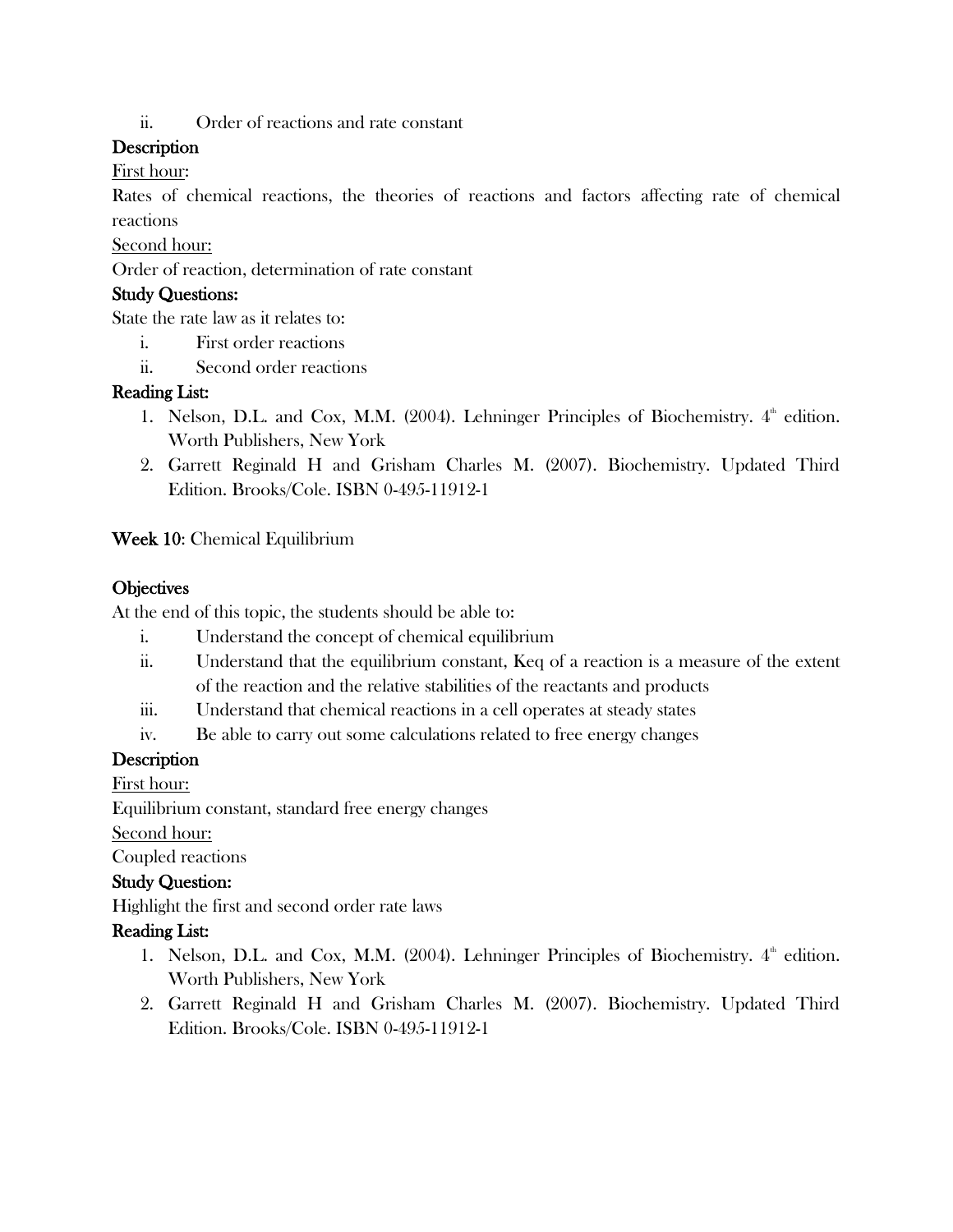ii. Order of reactions and rate constant

**Description**

First hour:

Rates of chemical reactions, the theories of reactions and factors affecting rate of chemical reactions

Second hour:

Order of reaction, determination of rate constant

**Study Questions:**

State the rate law as it relates to:

i. First order reactions

ii. Second order reactions

**Reading List:**

1. Nelson, D.L. and Cox, M.M. (2004). Lehninger Principles of Biochemistry. 4th edition. Worth Publishers, New York
2. Garrett Reginald H and Grisham Charles M. (2007). Biochemistry. Updated Third Edition. Brooks/Cole. ISBN 0-495-11912-1

**Week 10**: Chemical Equilibrium

**Objectives**

At the end of this topic, the students should be able to:

i. Understand the concept of chemical equilibrium

ii. Understand that the equilibrium constant, Keq of a reaction is a measure of the extent of the reaction and the relative stabilities of the reactants and products

iii. Understand that chemical reactions in a cell operates at steady states

iv. Be able to carry out some calculations related to free energy changes

**Description**

First hour:

Equilibrium constant, standard free energy changes

Second hour:

Coupled reactions

**Study Question:**

Highlight the first and second order rate laws

**Reading List:**

1. Nelson, D.L. and Cox, M.M. (2004). Lehninger Principles of Biochemistry. 4th edition. Worth Publishers, New York
2. Garrett Reginald H and Grisham Charles M. (2007). Biochemistry. Updated Third Edition. Brooks/Cole. ISBN 0-495-11912-1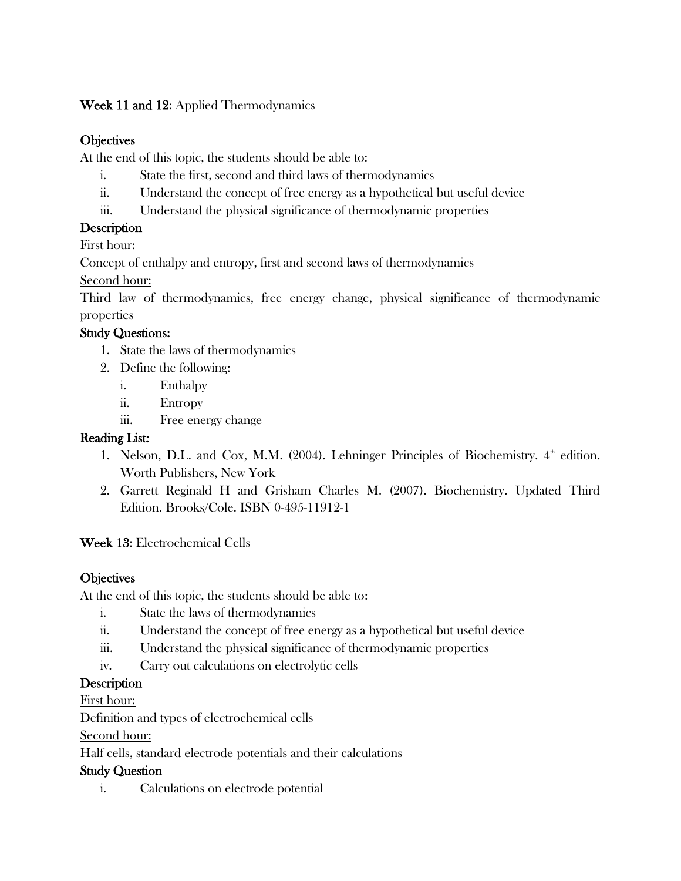**Week 11 and 12**: Applied Thermodynamics

**Objectives**

At the end of this topic, the students should be able to:

i. State the first, second and third laws of thermodynamics
ii. Understand the concept of free energy as a hypothetical but useful device
iii. Understand the physical significance of thermodynamic properties

**Description**

First hour:

Concept of enthalpy and entropy, first and second laws of thermodynamics

Second hour:

Third law of thermodynamics, free energy change, physical significance of thermodynamic properties

**Study Questions:**

1. State the laws of thermodynamics
2. Define the following:
   i. Enthalpy
   ii. Entropy
   iii. Free energy change

**Reading List:**

1. Nelson, D.L. and Cox, M.M. (2004). Lehninger Principles of Biochemistry. 4th edition. Worth Publishers, New York
2. Garrett Reginald H and Grisham Charles M. (2007). Biochemistry. Updated Third Edition. Brooks/Cole. ISBN 0-495-11912-1

**Week 13**: Electrochemical Cells

**Objectives**

At the end of this topic, the students should be able to:

i. State the laws of thermodynamics
ii. Understand the concept of free energy as a hypothetical but useful device
iii. Understand the physical significance of thermodynamic properties
iv. Carry out calculations on electrolytic cells

**Description**

First hour:

Definition and types of electrochemical cells

Second hour:

Half cells, standard electrode potentials and their calculations

**Study Question**

i. Calculations on electrode potential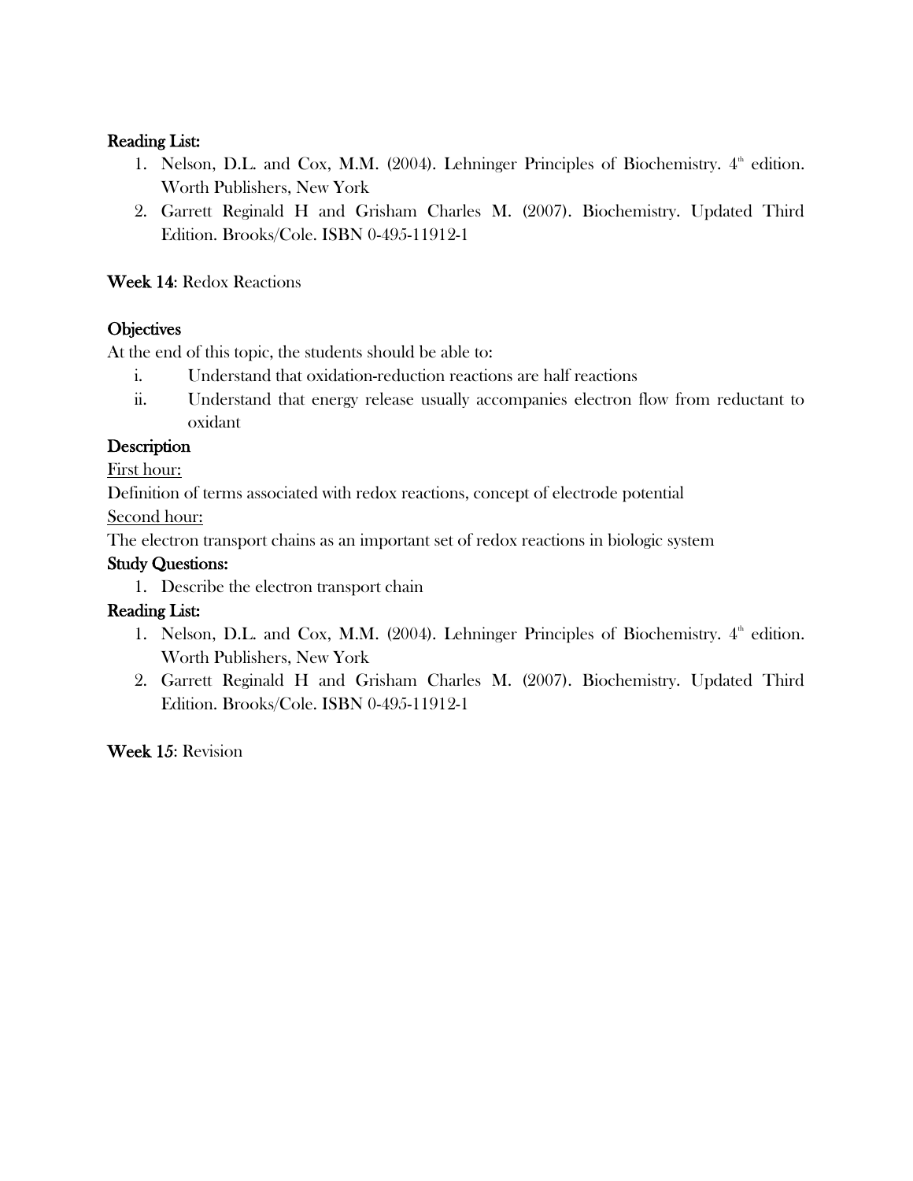**Reading List:**

1. Nelson, D.L. and Cox, M.M. (2004). Lehninger Principles of Biochemistry. $4^{th}$ edition. Worth Publishers, New York
2. Garrett Reginald H and Grisham Charles M. (2007). Biochemistry. Updated Third Edition. Brooks/Cole. ISBN 0-495-11912-1

**Week 14**: Redox Reactions

**Objectives**

At the end of this topic, the students should be able to:

i. Understand that oxidation-reduction reactions are half reactions
ii. Understand that energy release usually accompanies electron flow from reductant to oxidant

**Description**

First hour:

Definition of terms associated with redox reactions, concept of electrode potential

Second hour:

The electron transport chains as an important set of redox reactions in biologic system

**Study Questions:**

1. Describe the electron transport chain

**Reading List:**

1. Nelson, D.L. and Cox, M.M. (2004). Lehninger Principles of Biochemistry. $4^{th}$ edition. Worth Publishers, New York
2. Garrett Reginald H and Grisham Charles M. (2007). Biochemistry. Updated Third Edition. Brooks/Cole. ISBN 0-495-11912-1

**Week 15**: Revision